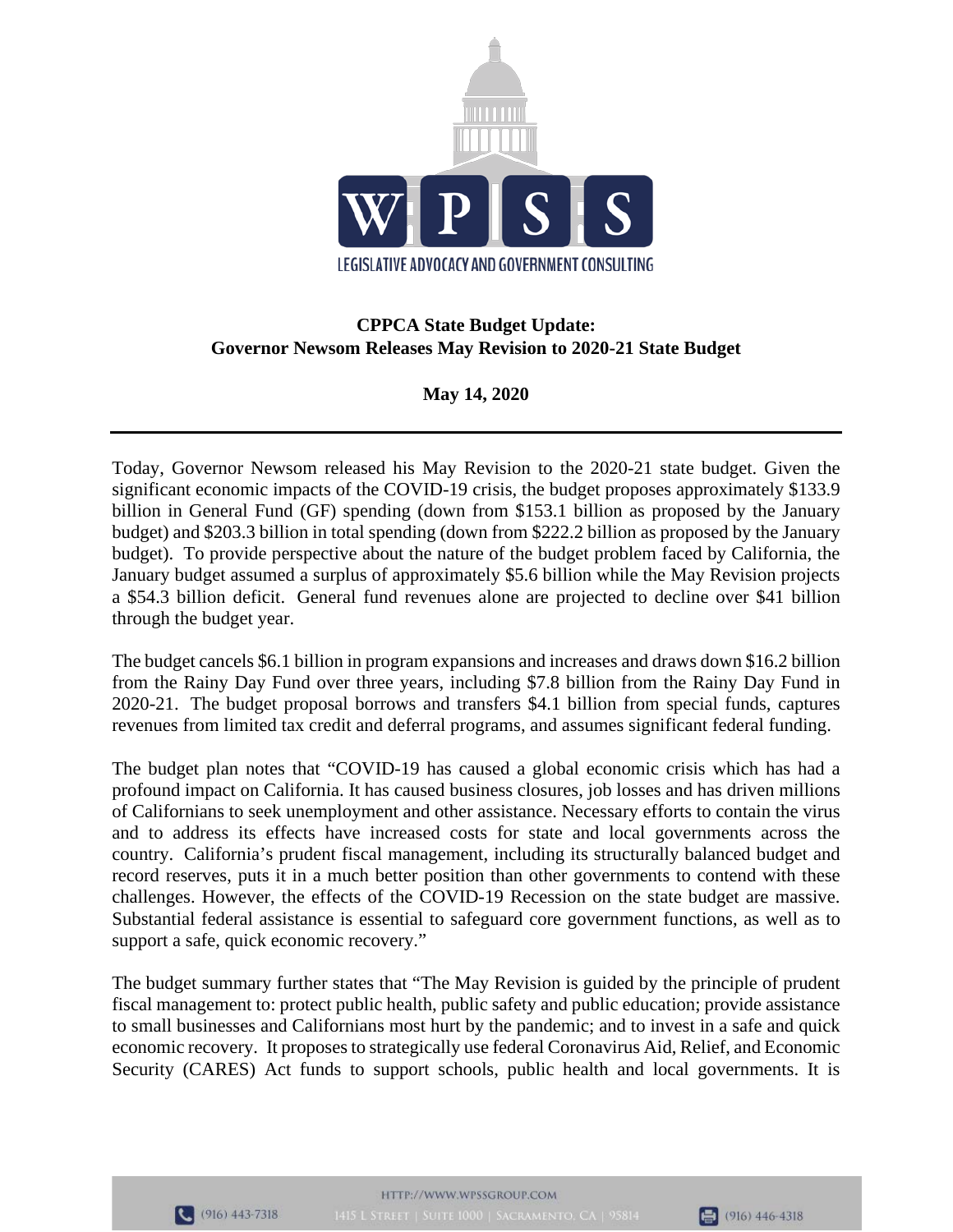**CPPCA State Budget Update:**
**Governor Newsom Releases May Revision to 2020-21 State Budget**

**May 14, 2020**

---

Today, Governor Newsom released his May Revision to the 2020-21 state budget. Given the significant economic impacts of the COVID-19 crisis, the budget proposes approximately $133.9 billion in General Fund (GF) spending (down from $153.1 billion as proposed by the January budget) and $203.3 billion in total spending (down from $222.2 billion as proposed by the January budget). To provide perspective about the nature of the budget problem faced by California, the January budget assumed a surplus of approximately $5.6 billion while the May Revision projects a $54.3 billion deficit. General fund revenues alone are projected to decline over $41 billion through the budget year.

The budget cancels $6.1 billion in program expansions and increases and draws down $16.2 billion from the Rainy Day Fund over three years, including $7.8 billion from the Rainy Day Fund in 2020-21. The budget proposal borrows and transfers $4.1 billion from special funds, captures revenues from limited tax credit and deferral programs, and assumes significant federal funding.

The budget plan notes that "COVID-19 has caused a global economic crisis which has had a profound impact on California. It has caused business closures, job losses and has driven millions of Californians to seek unemployment and other assistance. Necessary efforts to contain the virus and to address its effects have increased costs for state and local governments across the country. California's prudent fiscal management, including its structurally balanced budget and record reserves, puts it in a much better position than other governments to contend with these challenges. However, the effects of the COVID-19 Recession on the state budget are massive. Substantial federal assistance is essential to safeguard core government functions, as well as to support a safe, quick economic recovery."

The budget summary further states that "The May Revision is guided by the principle of prudent fiscal management to: protect public health, public safety and public education; provide assistance to small businesses and Californians most hurt by the pandemic; and to invest in a safe and quick economic recovery. It proposes to strategically use federal Coronavirus Aid, Relief, and Economic Security (CARES) Act funds to support schools, public health and local governments. It is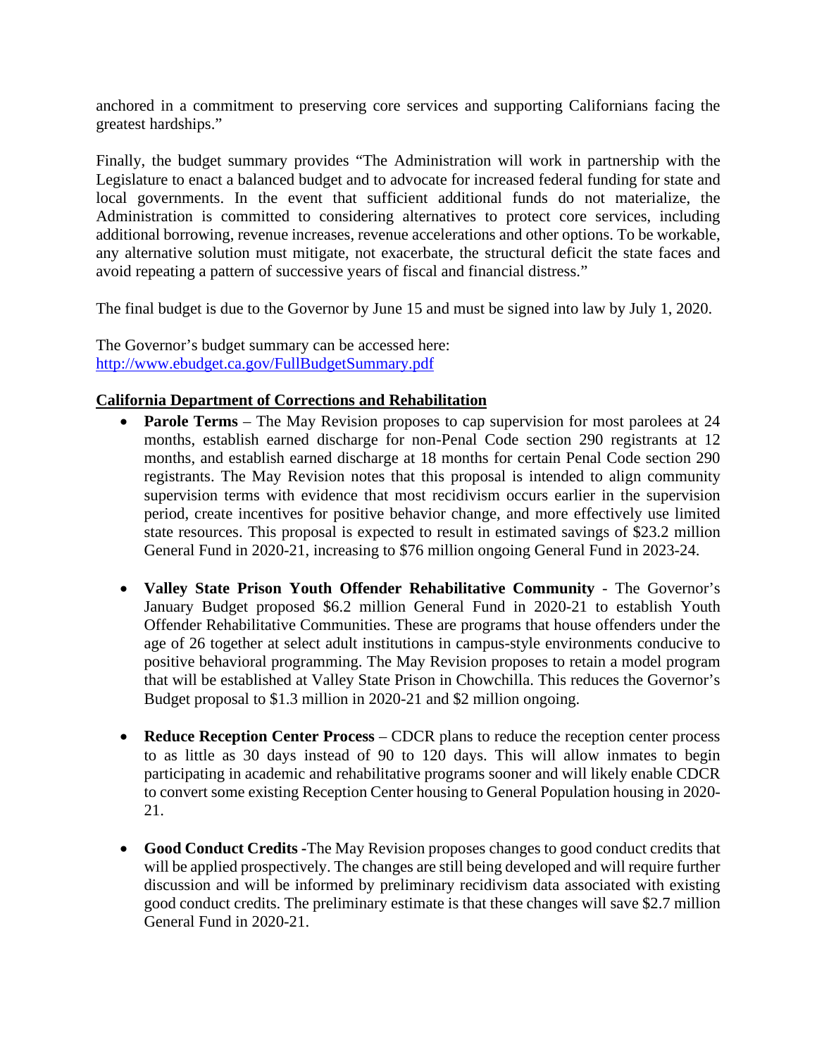anchored in a commitment to preserving core services and supporting Californians facing the greatest hardships."

Finally, the budget summary provides "The Administration will work in partnership with the Legislature to enact a balanced budget and to advocate for increased federal funding for state and local governments. In the event that sufficient additional funds do not materialize, the Administration is committed to considering alternatives to protect core services, including additional borrowing, revenue increases, revenue accelerations and other options. To be workable, any alternative solution must mitigate, not exacerbate, the structural deficit the state faces and avoid repeating a pattern of successive years of fiscal and financial distress."

The final budget is due to the Governor by June 15 and must be signed into law by July 1, 2020.

The Governor's budget summary can be accessed here:
[http://www.ebudget.ca.gov/FullBudgetSummary.pdf](http://www.ebudget.ca.gov/FullBudgetSummary.pdf)

**California Department of Corrections and Rehabilitation**

- **Parole Terms** – The May Revision proposes to cap supervision for most parolees at 24 months, establish earned discharge for non-Penal Code section 290 registrants at 12 months, and establish earned discharge at 18 months for certain Penal Code section 290 registrants. The May Revision notes that this proposal is intended to align community supervision terms with evidence that most recidivism occurs earlier in the supervision period, create incentives for positive behavior change, and more effectively use limited state resources. This proposal is expected to result in estimated savings of $23.2 million General Fund in 2020-21, increasing to $76 million ongoing General Fund in 2023-24.

- **Valley State Prison Youth Offender Rehabilitative Community** - The Governor's January Budget proposed $6.2 million General Fund in 2020-21 to establish Youth Offender Rehabilitative Communities. These are programs that house offenders under the age of 26 together at select adult institutions in campus-style environments conducive to positive behavioral programming. The May Revision proposes to retain a model program that will be established at Valley State Prison in Chowchilla. This reduces the Governor's Budget proposal to $1.3 million in 2020-21 and $2 million ongoing.

- **Reduce Reception Center Process** – CDCR plans to reduce the reception center process to as little as 30 days instead of 90 to 120 days. This will allow inmates to begin participating in academic and rehabilitative programs sooner and will likely enable CDCR to convert some existing Reception Center housing to General Population housing in 2020-21.

- **Good Conduct Credits** -The May Revision proposes changes to good conduct credits that will be applied prospectively. The changes are still being developed and will require further discussion and will be informed by preliminary recidivism data associated with existing good conduct credits. The preliminary estimate is that these changes will save $2.7 million General Fund in 2020-21.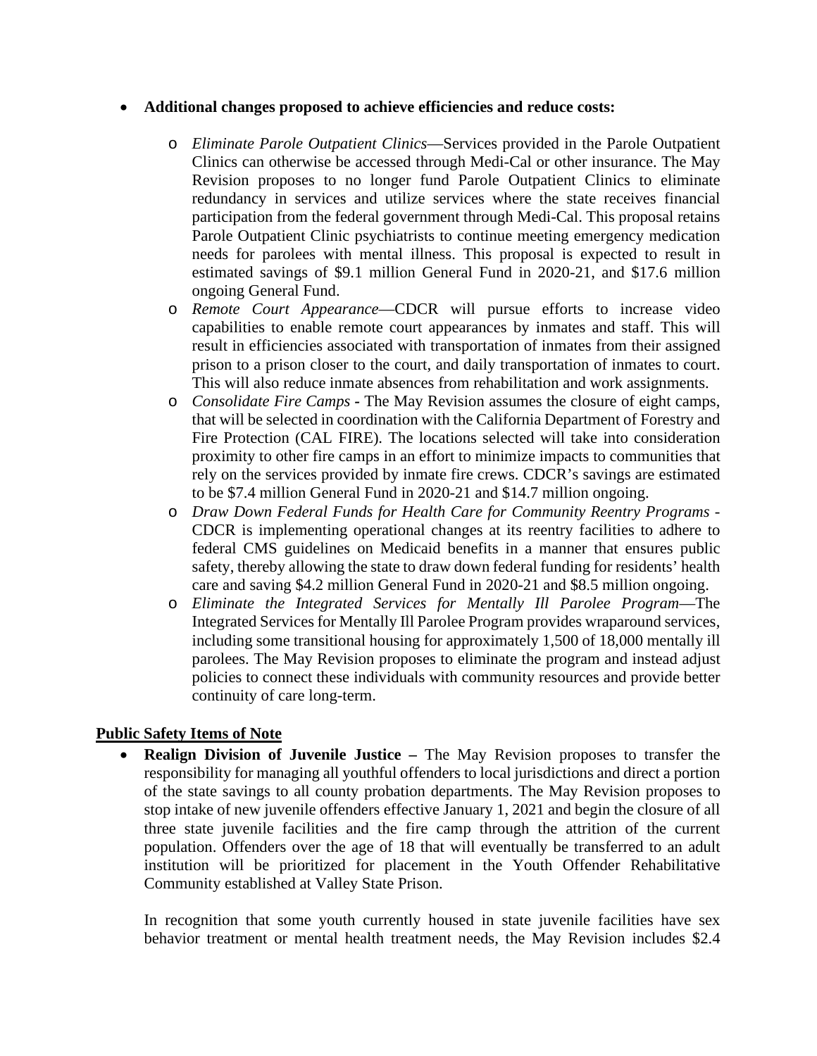- **Additional changes proposed to achieve efficiencies and reduce costs:**
  - *Eliminate Parole Outpatient Clinics*—Services provided in the Parole Outpatient Clinics can otherwise be accessed through Medi-Cal or other insurance. The May Revision proposes to no longer fund Parole Outpatient Clinics to eliminate redundancy in services and utilize services where the state receives financial participation from the federal government through Medi-Cal. This proposal retains Parole Outpatient Clinic psychiatrists to continue meeting emergency medication needs for parolees with mental illness. This proposal is expected to result in estimated savings of $9.1 million General Fund in 2020-21, and $17.6 million ongoing General Fund.
  - *Remote Court Appearance*—CDCR will pursue efforts to increase video capabilities to enable remote court appearances by inmates and staff. This will result in efficiencies associated with transportation of inmates from their assigned prison to a prison closer to the court, and daily transportation of inmates to court. This will also reduce inmate absences from rehabilitation and work assignments.
  - *Consolidate Fire Camps* - The May Revision assumes the closure of eight camps, that will be selected in coordination with the California Department of Forestry and Fire Protection (CAL FIRE). The locations selected will take into consideration proximity to other fire camps in an effort to minimize impacts to communities that rely on the services provided by inmate fire crews. CDCR's savings are estimated to be $7.4 million General Fund in 2020-21 and $14.7 million ongoing.
  - *Draw Down Federal Funds for Health Care for Community Reentry Programs* - CDCR is implementing operational changes at its reentry facilities to adhere to federal CMS guidelines on Medicaid benefits in a manner that ensures public safety, thereby allowing the state to draw down federal funding for residents' health care and saving $4.2 million General Fund in 2020-21 and $8.5 million ongoing.
  - *Eliminate the Integrated Services for Mentally Ill Parolee Program*—The Integrated Services for Mentally Ill Parolee Program provides wraparound services, including some transitional housing for approximately 1,500 of 18,000 mentally ill parolees. The May Revision proposes to eliminate the program and instead adjust policies to connect these individuals with community resources and provide better continuity of care long-term.

## Public Safety Items of Note

- **Realign Division of Juvenile Justice –** The May Revision proposes to transfer the responsibility for managing all youthful offenders to local jurisdictions and direct a portion of the state savings to all county probation departments. The May Revision proposes to stop intake of new juvenile offenders effective January 1, 2021 and begin the closure of all three state juvenile facilities and the fire camp through the attrition of the current population. Offenders over the age of 18 that will eventually be transferred to an adult institution will be prioritized for placement in the Youth Offender Rehabilitative Community established at Valley State Prison.

  In recognition that some youth currently housed in state juvenile facilities have sex behavior treatment or mental health treatment needs, the May Revision includes $2.4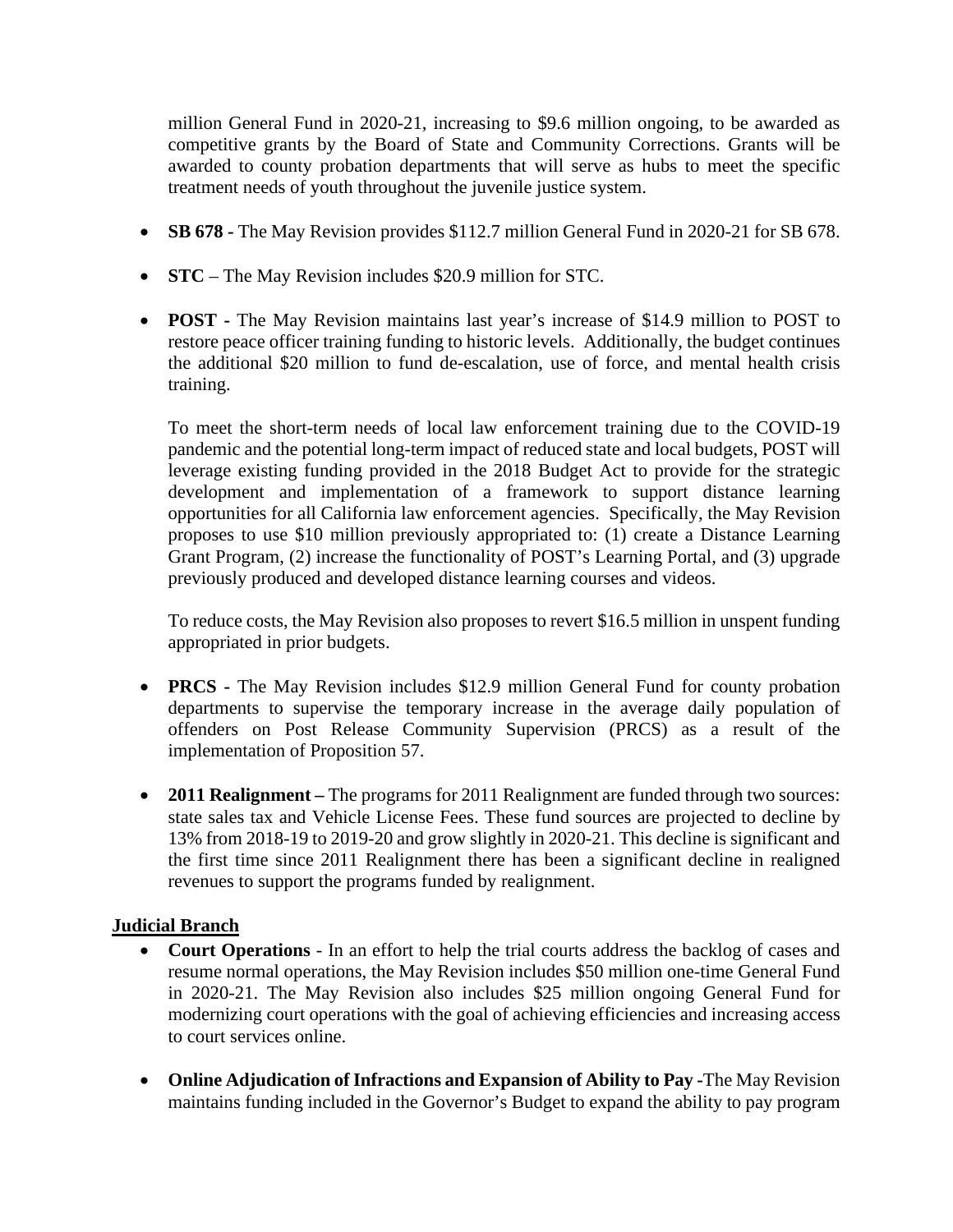million General Fund in 2020-21, increasing to $9.6 million ongoing, to be awarded as competitive grants by the Board of State and Community Corrections. Grants will be awarded to county probation departments that will serve as hubs to meet the specific treatment needs of youth throughout the juvenile justice system.

- **SB 678 -** The May Revision provides $112.7 million General Fund in 2020-21 for SB 678.

- **STC** – The May Revision includes $20.9 million for STC.

- **POST -** The May Revision maintains last year's increase of $14.9 million to POST to restore peace officer training funding to historic levels. Additionally, the budget continues the additional $20 million to fund de-escalation, use of force, and mental health crisis training.

  To meet the short-term needs of local law enforcement training due to the COVID-19 pandemic and the potential long-term impact of reduced state and local budgets, POST will leverage existing funding provided in the 2018 Budget Act to provide for the strategic development and implementation of a framework to support distance learning opportunities for all California law enforcement agencies. Specifically, the May Revision proposes to use $10 million previously appropriated to: (1) create a Distance Learning Grant Program, (2) increase the functionality of POST's Learning Portal, and (3) upgrade previously produced and developed distance learning courses and videos.

  To reduce costs, the May Revision also proposes to revert $16.5 million in unspent funding appropriated in prior budgets.

- **PRCS -** The May Revision includes $12.9 million General Fund for county probation departments to supervise the temporary increase in the average daily population of offenders on Post Release Community Supervision (PRCS) as a result of the implementation of Proposition 57.

- **2011 Realignment –** The programs for 2011 Realignment are funded through two sources: state sales tax and Vehicle License Fees. These fund sources are projected to decline by 13% from 2018-19 to 2019-20 and grow slightly in 2020-21. This decline is significant and the first time since 2011 Realignment there has been a significant decline in realigned revenues to support the programs funded by realignment.

**Judicial Branch**

- **Court Operations** - In an effort to help the trial courts address the backlog of cases and resume normal operations, the May Revision includes $50 million one-time General Fund in 2020-21. The May Revision also includes $25 million ongoing General Fund for modernizing court operations with the goal of achieving efficiencies and increasing access to court services online.

- **Online Adjudication of Infractions and Expansion of Ability to Pay -**The May Revision maintains funding included in the Governor's Budget to expand the ability to pay program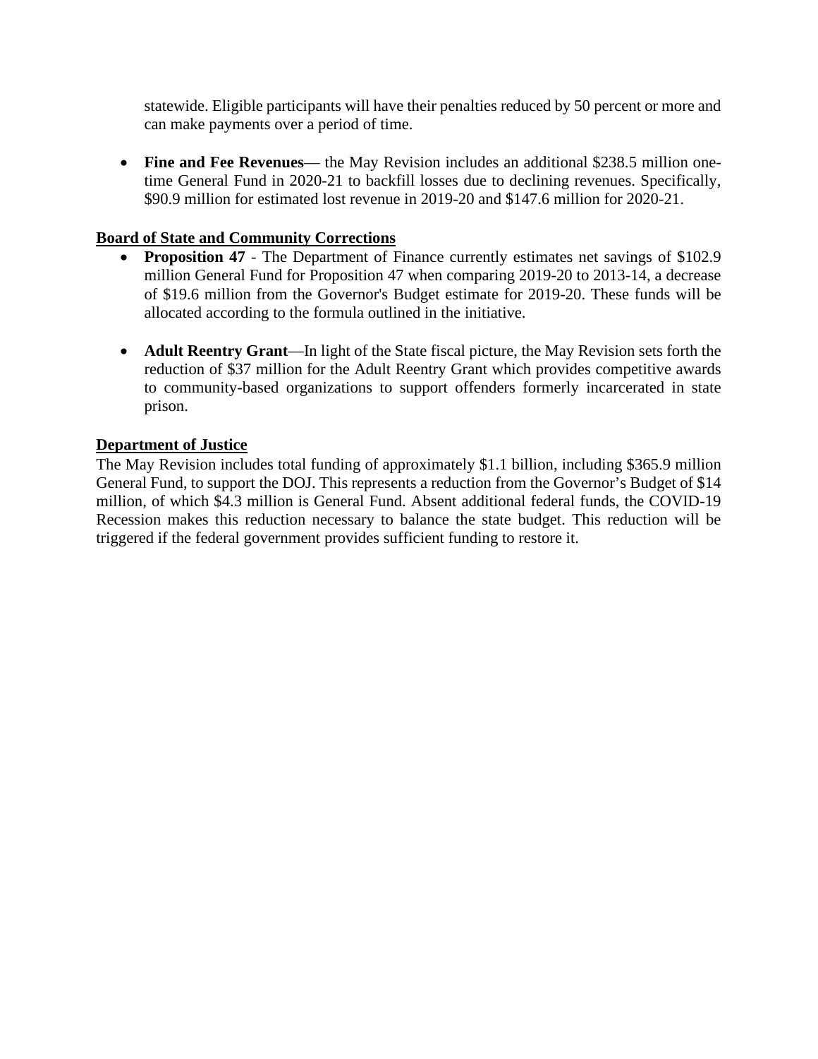statewide. Eligible participants will have their penalties reduced by 50 percent or more and can make payments over a period of time.

- **Fine and Fee Revenues**— the May Revision includes an additional $238.5 million one-time General Fund in 2020-21 to backfill losses due to declining revenues. Specifically, $90.9 million for estimated lost revenue in 2019-20 and $147.6 million for 2020-21.

**Board of State and Community Corrections**

- **Proposition 47** - The Department of Finance currently estimates net savings of $102.9 million General Fund for Proposition 47 when comparing 2019-20 to 2013-14, a decrease of $19.6 million from the Governor's Budget estimate for 2019-20. These funds will be allocated according to the formula outlined in the initiative.

- **Adult Reentry Grant**—In light of the State fiscal picture, the May Revision sets forth the reduction of $37 million for the Adult Reentry Grant which provides competitive awards to community-based organizations to support offenders formerly incarcerated in state prison.

**Department of Justice**

The May Revision includes total funding of approximately $1.1 billion, including $365.9 million General Fund, to support the DOJ. This represents a reduction from the Governor's Budget of $14 million, of which $4.3 million is General Fund. Absent additional federal funds, the COVID-19 Recession makes this reduction necessary to balance the state budget. This reduction will be triggered if the federal government provides sufficient funding to restore it.